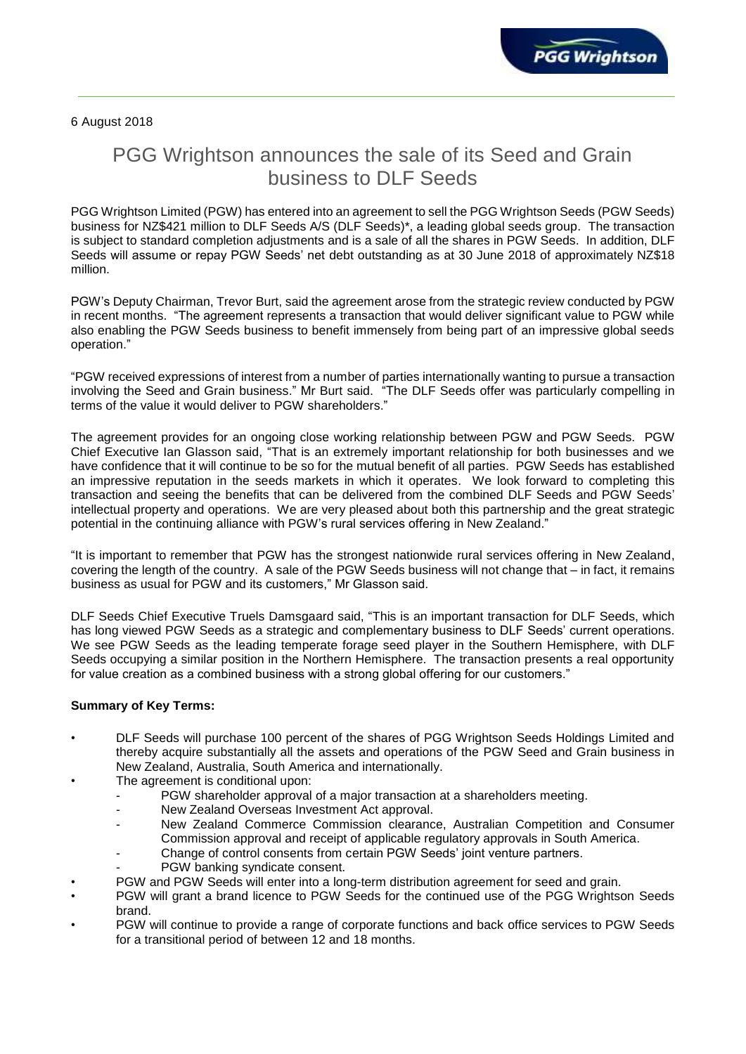6 August 2018

# PGG Wrightson announces the sale of its Seed and Grain business to DLF Seeds

PGG Wrightson Limited (PGW) has entered into an agreement to sell the PGG Wrightson Seeds (PGW Seeds) business for NZ$421 million to DLF Seeds A/S (DLF Seeds)*, a leading global seeds group. The transaction is subject to standard completion adjustments and is a sale of all the shares in PGW Seeds. In addition, DLF Seeds will assume or repay PGW Seeds' net debt outstanding as at 30 June 2018 of approximately NZ$18 million.

PGW's Deputy Chairman, Trevor Burt, said the agreement arose from the strategic review conducted by PGW in recent months. "The agreement represents a transaction that would deliver significant value to PGW while also enabling the PGW Seeds business to benefit immensely from being part of an impressive global seeds operation."

"PGW received expressions of interest from a number of parties internationally wanting to pursue a transaction involving the Seed and Grain business." Mr Burt said. "The DLF Seeds offer was particularly compelling in terms of the value it would deliver to PGW shareholders."

The agreement provides for an ongoing close working relationship between PGW and PGW Seeds. PGW Chief Executive Ian Glasson said, "That is an extremely important relationship for both businesses and we have confidence that it will continue to be so for the mutual benefit of all parties. PGW Seeds has established an impressive reputation in the seeds markets in which it operates. We look forward to completing this transaction and seeing the benefits that can be delivered from the combined DLF Seeds and PGW Seeds' intellectual property and operations. We are very pleased about both this partnership and the great strategic potential in the continuing alliance with PGW's rural services offering in New Zealand."

"It is important to remember that PGW has the strongest nationwide rural services offering in New Zealand, covering the length of the country. A sale of the PGW Seeds business will not change that – in fact, it remains business as usual for PGW and its customers," Mr Glasson said.

DLF Seeds Chief Executive Truels Damsgaard said, "This is an important transaction for DLF Seeds, which has long viewed PGW Seeds as a strategic and complementary business to DLF Seeds' current operations. We see PGW Seeds as the leading temperate forage seed player in the Southern Hemisphere, with DLF Seeds occupying a similar position in the Northern Hemisphere. The transaction presents a real opportunity for value creation as a combined business with a strong global offering for our customers."

**Summary of Key Terms:**

- DLF Seeds will purchase 100 percent of the shares of PGG Wrightson Seeds Holdings Limited and thereby acquire substantially all the assets and operations of the PGW Seed and Grain business in New Zealand, Australia, South America and internationally.
- The agreement is conditional upon:
  - PGW shareholder approval of a major transaction at a shareholders meeting.
  - New Zealand Overseas Investment Act approval.
  - New Zealand Commerce Commission clearance, Australian Competition and Consumer Commission approval and receipt of applicable regulatory approvals in South America.
  - Change of control consents from certain PGW Seeds' joint venture partners.
  - PGW banking syndicate consent.
- PGW and PGW Seeds will enter into a long-term distribution agreement for seed and grain.
- PGW will grant a brand licence to PGW Seeds for the continued use of the PGG Wrightson Seeds brand.
- PGW will continue to provide a range of corporate functions and back office services to PGW Seeds for a transitional period of between 12 and 18 months.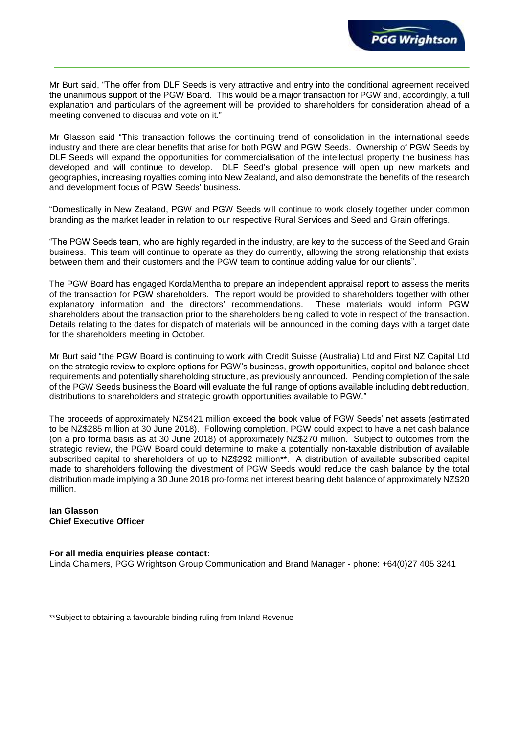Mr Burt said, "The offer from DLF Seeds is very attractive and entry into the conditional agreement received the unanimous support of the PGW Board. This would be a major transaction for PGW and, accordingly, a full explanation and particulars of the agreement will be provided to shareholders for consideration ahead of a meeting convened to discuss and vote on it."

Mr Glasson said "This transaction follows the continuing trend of consolidation in the international seeds industry and there are clear benefits that arise for both PGW and PGW Seeds. Ownership of PGW Seeds by DLF Seeds will expand the opportunities for commercialisation of the intellectual property the business has developed and will continue to develop. DLF Seed's global presence will open up new markets and geographies, increasing royalties coming into New Zealand, and also demonstrate the benefits of the research and development focus of PGW Seeds' business.

"Domestically in New Zealand, PGW and PGW Seeds will continue to work closely together under common branding as the market leader in relation to our respective Rural Services and Seed and Grain offerings.

"The PGW Seeds team, who are highly regarded in the industry, are key to the success of the Seed and Grain business. This team will continue to operate as they do currently, allowing the strong relationship that exists between them and their customers and the PGW team to continue adding value for our clients".

The PGW Board has engaged KordaMentha to prepare an independent appraisal report to assess the merits of the transaction for PGW shareholders. The report would be provided to shareholders together with other explanatory information and the directors' recommendations. These materials would inform PGW shareholders about the transaction prior to the shareholders being called to vote in respect of the transaction. Details relating to the dates for dispatch of materials will be announced in the coming days with a target date for the shareholders meeting in October.

Mr Burt said "the PGW Board is continuing to work with Credit Suisse (Australia) Ltd and First NZ Capital Ltd on the strategic review to explore options for PGW's business, growth opportunities, capital and balance sheet requirements and potentially shareholding structure, as previously announced. Pending completion of the sale of the PGW Seeds business the Board will evaluate the full range of options available including debt reduction, distributions to shareholders and strategic growth opportunities available to PGW."

The proceeds of approximately NZ$421 million exceed the book value of PGW Seeds' net assets (estimated to be NZ$285 million at 30 June 2018). Following completion, PGW could expect to have a net cash balance (on a pro forma basis as at 30 June 2018) of approximately NZ$270 million. Subject to outcomes from the strategic review, the PGW Board could determine to make a potentially non-taxable distribution of available subscribed capital to shareholders of up to NZ$292 million**. A distribution of available subscribed capital made to shareholders following the divestment of PGW Seeds would reduce the cash balance by the total distribution made implying a 30 June 2018 pro-forma net interest bearing debt balance of approximately NZ$20 million.

**Ian Glasson**
**Chief Executive Officer**

**For all media enquiries please contact:**
Linda Chalmers, PGG Wrightson Group Communication and Brand Manager - phone: +64(0)27 405 3241

**Subject to obtaining a favourable binding ruling from Inland Revenue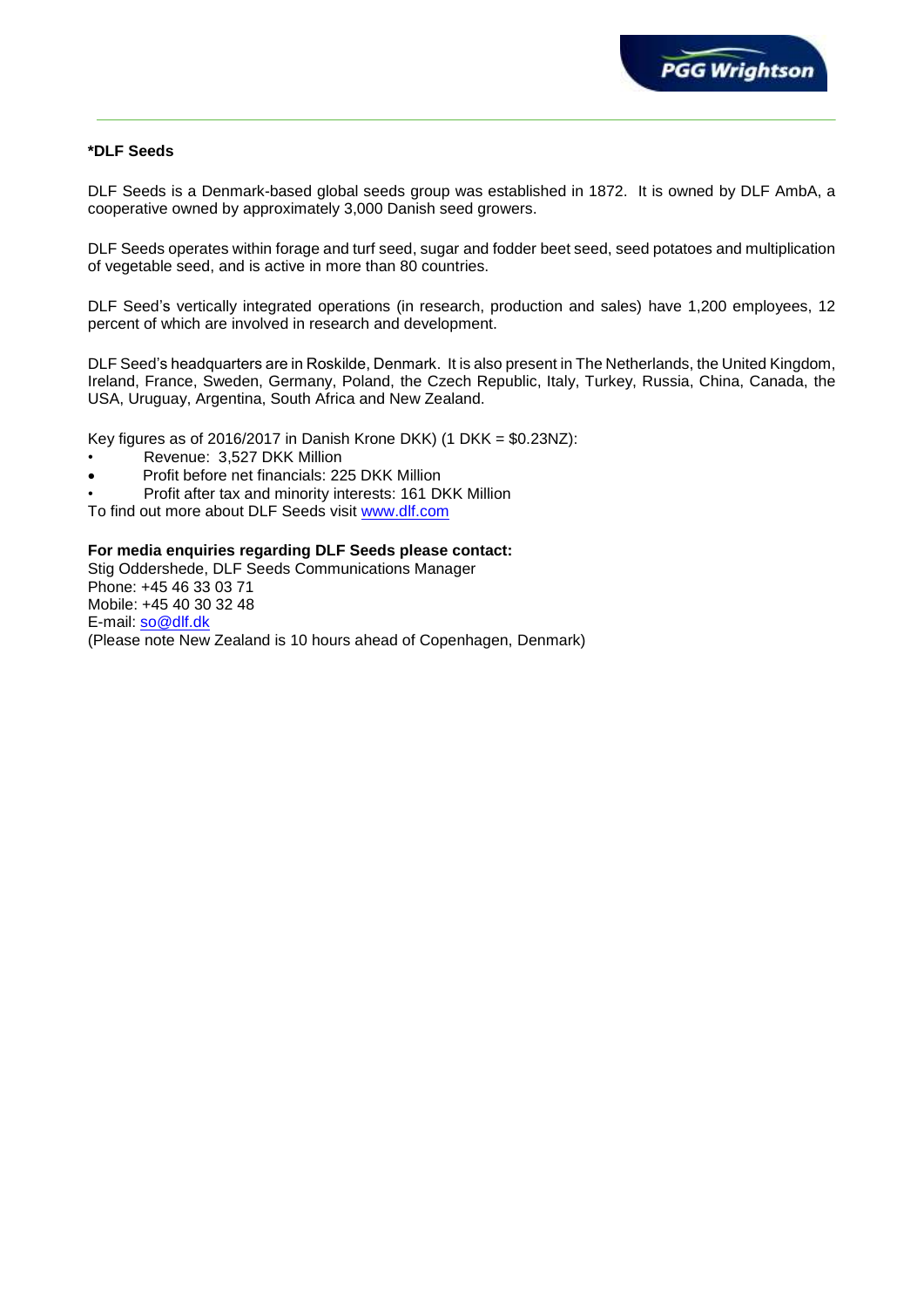**\*DLF Seeds**

DLF Seeds is a Denmark-based global seeds group was established in 1872. It is owned by DLF AmbA, a cooperative owned by approximately 3,000 Danish seed growers.

DLF Seeds operates within forage and turf seed, sugar and fodder beet seed, seed potatoes and multiplication of vegetable seed, and is active in more than 80 countries.

DLF Seed's vertically integrated operations (in research, production and sales) have 1,200 employees, 12 percent of which are involved in research and development.

DLF Seed's headquarters are in Roskilde, Denmark. It is also present in The Netherlands, the United Kingdom, Ireland, France, Sweden, Germany, Poland, the Czech Republic, Italy, Turkey, Russia, China, Canada, the USA, Uruguay, Argentina, South Africa and New Zealand.

Key figures as of 2016/2017 in Danish Krone DKK) (1 DKK = $0.23NZ):

- Revenue: 3,527 DKK Million
- Profit before net financials: 225 DKK Million
- Profit after tax and minority interests: 161 DKK Million

To find out more about DLF Seeds visit www.dlf.com

**For media enquiries regarding DLF Seeds please contact:**
Stig Oddershede, DLF Seeds Communications Manager
Phone: +45 46 33 03 71
Mobile: +45 40 30 32 48
E-mail: so@dlf.dk
(Please note New Zealand is 10 hours ahead of Copenhagen, Denmark)